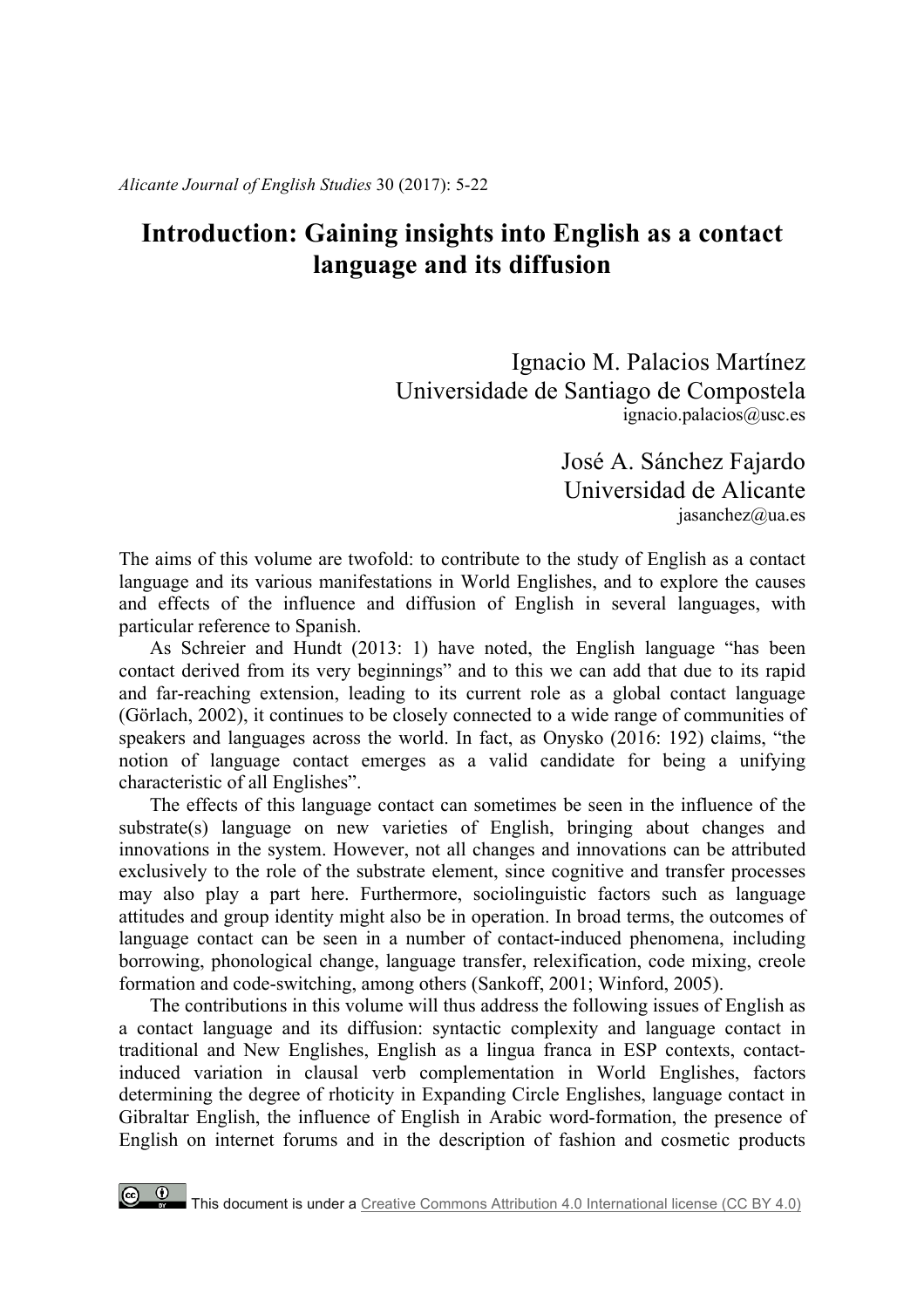# Introduction: Gaining insights into English as a contact language and its diffusion

Ignacio M. Palacios Martínez
Universidade de Santiago de Compostela
ignacio.palacios@usc.es

José A. Sánchez Fajardo
Universidad de Alicante
jasanchez@ua.es

The aims of this volume are twofold: to contribute to the study of English as a contact language and its various manifestations in World Englishes, and to explore the causes and effects of the influence and diffusion of English in several languages, with particular reference to Spanish.

As Schreier and Hundt (2013: 1) have noted, the English language "has been contact derived from its very beginnings" and to this we can add that due to its rapid and far-reaching extension, leading to its current role as a global contact language (Görlach, 2002), it continues to be closely connected to a wide range of communities of speakers and languages across the world. In fact, as Onysko (2016: 192) claims, "the notion of language contact emerges as a valid candidate for being a unifying characteristic of all Englishes".

The effects of this language contact can sometimes be seen in the influence of the substrate(s) language on new varieties of English, bringing about changes and innovations in the system. However, not all changes and innovations can be attributed exclusively to the role of the substrate element, since cognitive and transfer processes may also play a part here. Furthermore, sociolinguistic factors such as language attitudes and group identity might also be in operation. In broad terms, the outcomes of language contact can be seen in a number of contact-induced phenomena, including borrowing, phonological change, language transfer, relexification, code mixing, creole formation and code-switching, among others (Sankoff, 2001; Winford, 2005).

The contributions in this volume will thus address the following issues of English as a contact language and its diffusion: syntactic complexity and language contact in traditional and New Englishes, English as a lingua franca in ESP contexts, contact-induced variation in clausal verb complementation in World Englishes, factors determining the degree of rhoticity in Expanding Circle Englishes, language contact in Gibraltar English, the influence of English in Arabic word-formation, the presence of English on internet forums and in the description of fashion and cosmetic products

This document is under a Creative Commons Attribution 4.0 International license (CC BY 4.0)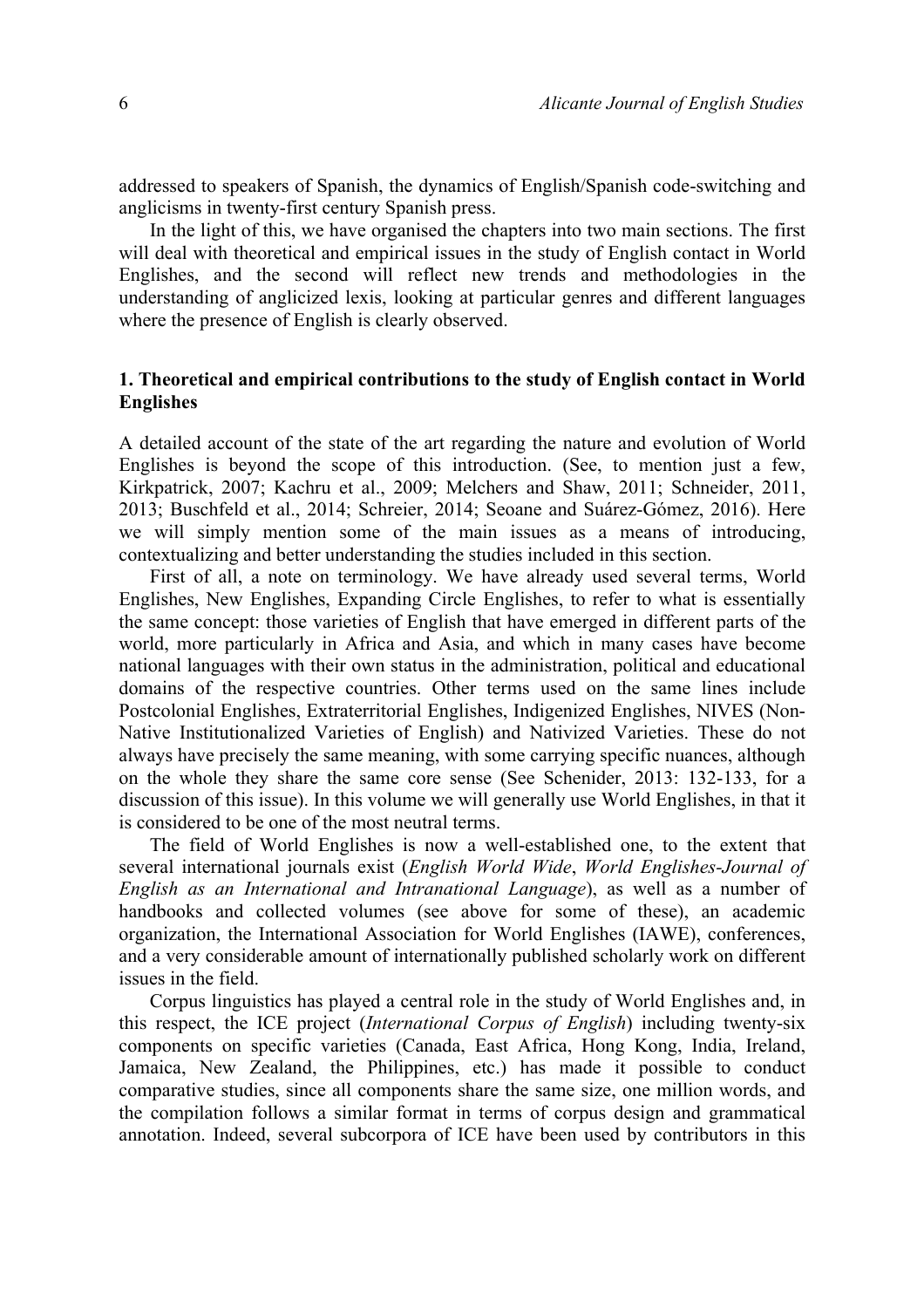addressed to speakers of Spanish, the dynamics of English/Spanish code-switching and anglicisms in twenty-first century Spanish press.

In the light of this, we have organised the chapters into two main sections. The first will deal with theoretical and empirical issues in the study of English contact in World Englishes, and the second will reflect new trends and methodologies in the understanding of anglicized lexis, looking at particular genres and different languages where the presence of English is clearly observed.

## 1. Theoretical and empirical contributions to the study of English contact in World Englishes

A detailed account of the state of the art regarding the nature and evolution of World Englishes is beyond the scope of this introduction. (See, to mention just a few, Kirkpatrick, 2007; Kachru et al., 2009; Melchers and Shaw, 2011; Schneider, 2011, 2013; Buschfeld et al., 2014; Schreier, 2014; Seoane and Suárez-Gómez, 2016). Here we will simply mention some of the main issues as a means of introducing, contextualizing and better understanding the studies included in this section.

First of all, a note on terminology. We have already used several terms, World Englishes, New Englishes, Expanding Circle Englishes, to refer to what is essentially the same concept: those varieties of English that have emerged in different parts of the world, more particularly in Africa and Asia, and which in many cases have become national languages with their own status in the administration, political and educational domains of the respective countries. Other terms used on the same lines include Postcolonial Englishes, Extraterritorial Englishes, Indigenized Englishes, NIVES (Non-Native Institutionalized Varieties of English) and Nativized Varieties. These do not always have precisely the same meaning, with some carrying specific nuances, although on the whole they share the same core sense (See Schenider, 2013: 132-133, for a discussion of this issue). In this volume we will generally use World Englishes, in that it is considered to be one of the most neutral terms.

The field of World Englishes is now a well-established one, to the extent that several international journals exist (*English World Wide*, *World Englishes-Journal of English as an International and Intranational Language*), as well as a number of handbooks and collected volumes (see above for some of these), an academic organization, the International Association for World Englishes (IAWE), conferences, and a very considerable amount of internationally published scholarly work on different issues in the field.

Corpus linguistics has played a central role in the study of World Englishes and, in this respect, the ICE project (*International Corpus of English*) including twenty-six components on specific varieties (Canada, East Africa, Hong Kong, India, Ireland, Jamaica, New Zealand, the Philippines, etc.) has made it possible to conduct comparative studies, since all components share the same size, one million words, and the compilation follows a similar format in terms of corpus design and grammatical annotation. Indeed, several subcorpora of ICE have been used by contributors in this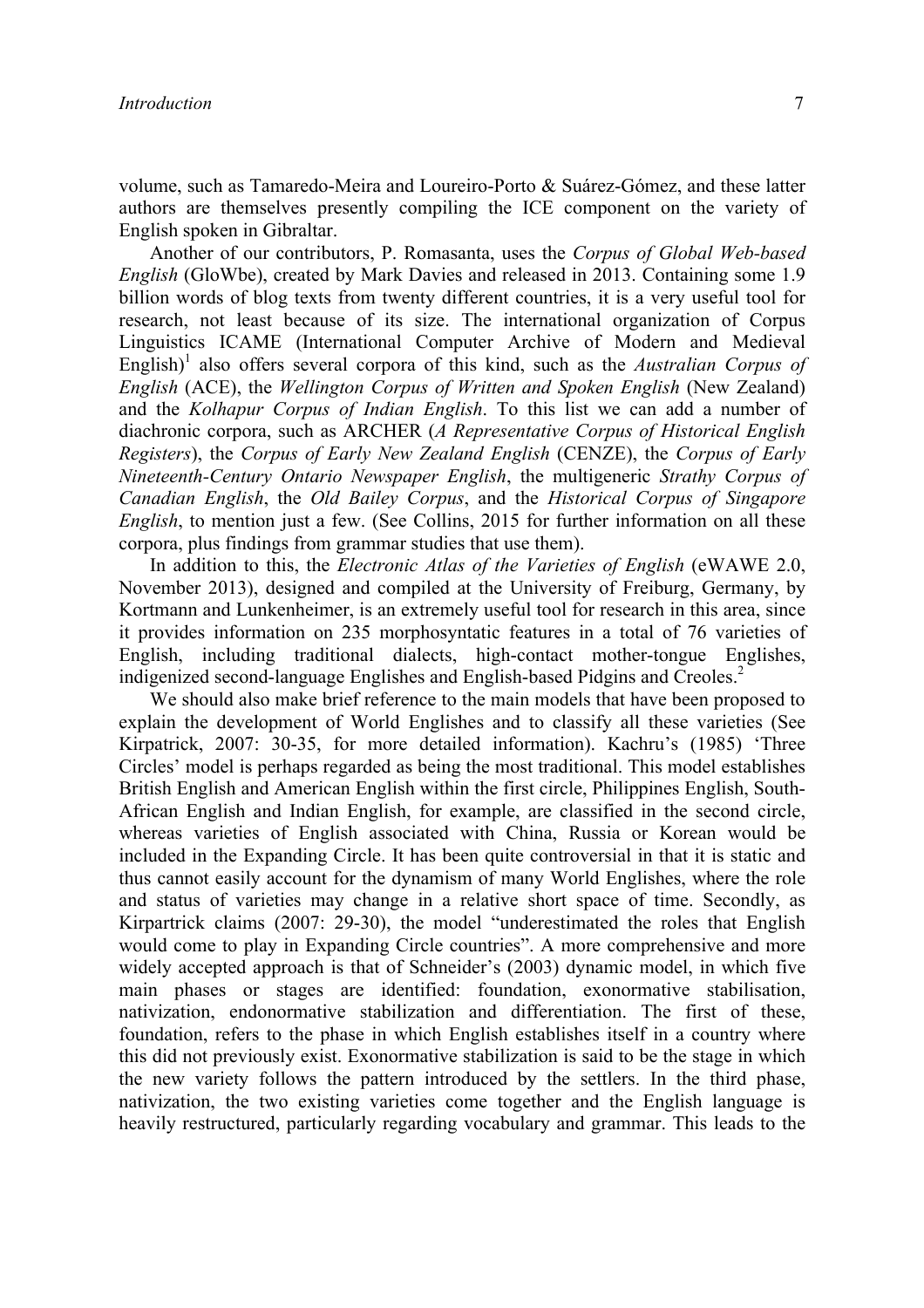volume, such as Tamaredo-Meira and Loureiro-Porto & Suárez-Gómez, and these latter authors are themselves presently compiling the ICE component on the variety of English spoken in Gibraltar.

Another of our contributors, P. Romasanta, uses the *Corpus of Global Web-based English* (GloWbe), created by Mark Davies and released in 2013. Containing some 1.9 billion words of blog texts from twenty different countries, it is a very useful tool for research, not least because of its size. The international organization of Corpus Linguistics ICAME (International Computer Archive of Modern and Medieval English)[1] also offers several corpora of this kind, such as the *Australian Corpus of English* (ACE), the *Wellington Corpus of Written and Spoken English* (New Zealand) and the *Kolhapur Corpus of Indian English*. To this list we can add a number of diachronic corpora, such as ARCHER (*A Representative Corpus of Historical English Registers*), the *Corpus of Early New Zealand English* (CENZE), the *Corpus of Early Nineteenth-Century Ontario Newspaper English*, the multigeneric *Strathy Corpus of Canadian English*, the *Old Bailey Corpus*, and the *Historical Corpus of Singapore English*, to mention just a few. (See Collins, 2015 for further information on all these corpora, plus findings from grammar studies that use them).

In addition to this, the *Electronic Atlas of the Varieties of English* (eWAWE 2.0, November 2013), designed and compiled at the University of Freiburg, Germany, by Kortmann and Lunkenheimer, is an extremely useful tool for research in this area, since it provides information on 235 morphosyntatic features in a total of 76 varieties of English, including traditional dialects, high-contact mother-tongue Englishes, indigenized second-language Englishes and English-based Pidgins and Creoles.[2]

We should also make brief reference to the main models that have been proposed to explain the development of World Englishes and to classify all these varieties (See Kirpatrick, 2007: 30-35, for more detailed information). Kachru's (1985) 'Three Circles' model is perhaps regarded as being the most traditional. This model establishes British English and American English within the first circle, Philippines English, South-African English and Indian English, for example, are classified in the second circle, whereas varieties of English associated with China, Russia or Korean would be included in the Expanding Circle. It has been quite controversial in that it is static and thus cannot easily account for the dynamism of many World Englishes, where the role and status of varieties may change in a relative short space of time. Secondly, as Kirpartrick claims (2007: 29-30), the model "underestimated the roles that English would come to play in Expanding Circle countries". A more comprehensive and more widely accepted approach is that of Schneider's (2003) dynamic model, in which five main phases or stages are identified: foundation, exonormative stabilisation, nativization, endonormative stabilization and differentiation. The first of these, foundation, refers to the phase in which English establishes itself in a country where this did not previously exist. Exonormative stabilization is said to be the stage in which the new variety follows the pattern introduced by the settlers. In the third phase, nativization, the two existing varieties come together and the English language is heavily restructured, particularly regarding vocabulary and grammar. This leads to the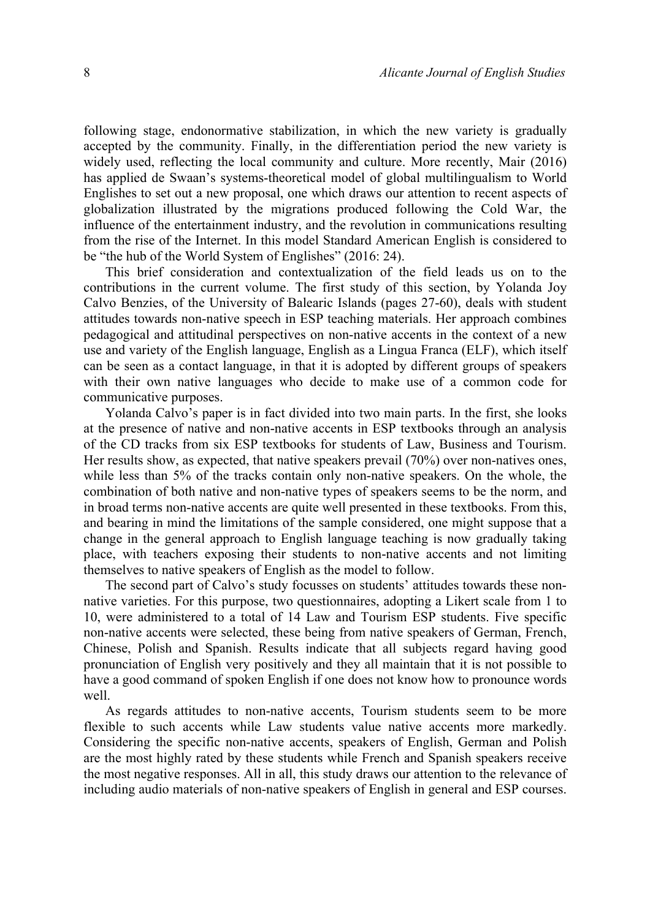following stage, endonormative stabilization, in which the new variety is gradually accepted by the community. Finally, in the differentiation period the new variety is widely used, reflecting the local community and culture. More recently, Mair (2016) has applied de Swaan's systems-theoretical model of global multilingualism to World Englishes to set out a new proposal, one which draws our attention to recent aspects of globalization illustrated by the migrations produced following the Cold War, the influence of the entertainment industry, and the revolution in communications resulting from the rise of the Internet. In this model Standard American English is considered to be "the hub of the World System of Englishes" (2016: 24).

This brief consideration and contextualization of the field leads us on to the contributions in the current volume. The first study of this section, by Yolanda Joy Calvo Benzies, of the University of Balearic Islands (pages 27-60), deals with student attitudes towards non-native speech in ESP teaching materials. Her approach combines pedagogical and attitudinal perspectives on non-native accents in the context of a new use and variety of the English language, English as a Lingua Franca (ELF), which itself can be seen as a contact language, in that it is adopted by different groups of speakers with their own native languages who decide to make use of a common code for communicative purposes.

Yolanda Calvo's paper is in fact divided into two main parts. In the first, she looks at the presence of native and non-native accents in ESP textbooks through an analysis of the CD tracks from six ESP textbooks for students of Law, Business and Tourism. Her results show, as expected, that native speakers prevail (70%) over non-natives ones, while less than 5% of the tracks contain only non-native speakers. On the whole, the combination of both native and non-native types of speakers seems to be the norm, and in broad terms non-native accents are quite well presented in these textbooks. From this, and bearing in mind the limitations of the sample considered, one might suppose that a change in the general approach to English language teaching is now gradually taking place, with teachers exposing their students to non-native accents and not limiting themselves to native speakers of English as the model to follow.

The second part of Calvo's study focusses on students' attitudes towards these non-native varieties. For this purpose, two questionnaires, adopting a Likert scale from 1 to 10, were administered to a total of 14 Law and Tourism ESP students. Five specific non-native accents were selected, these being from native speakers of German, French, Chinese, Polish and Spanish. Results indicate that all subjects regard having good pronunciation of English very positively and they all maintain that it is not possible to have a good command of spoken English if one does not know how to pronounce words well.

As regards attitudes to non-native accents, Tourism students seem to be more flexible to such accents while Law students value native accents more markedly. Considering the specific non-native accents, speakers of English, German and Polish are the most highly rated by these students while French and Spanish speakers receive the most negative responses. All in all, this study draws our attention to the relevance of including audio materials of non-native speakers of English in general and ESP courses.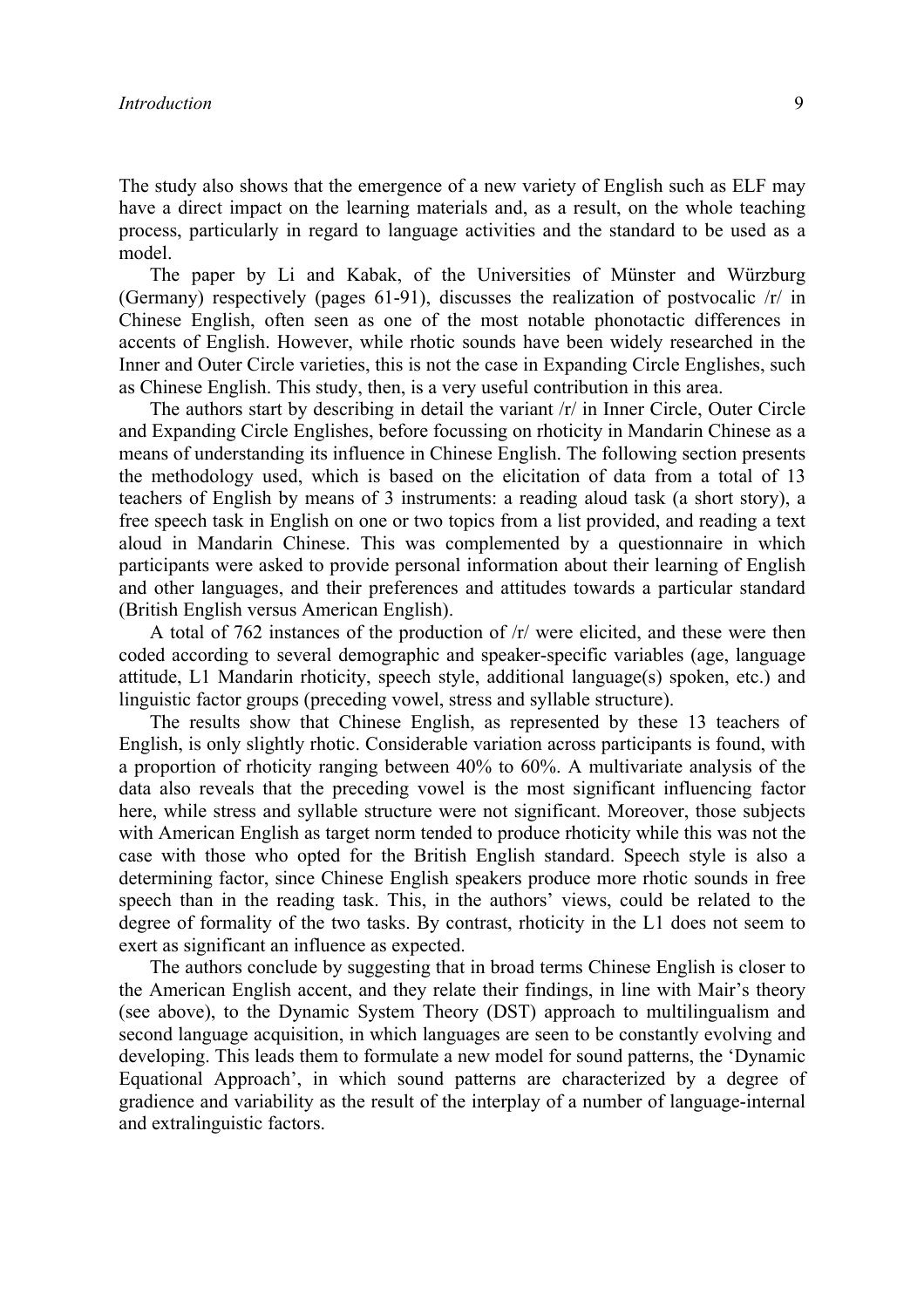The study also shows that the emergence of a new variety of English such as ELF may have a direct impact on the learning materials and, as a result, on the whole teaching process, particularly in regard to language activities and the standard to be used as a model.

The paper by Li and Kabak, of the Universities of Münster and Würzburg (Germany) respectively (pages 61-91), discusses the realization of postvocalic /r/ in Chinese English, often seen as one of the most notable phonotactic differences in accents of English. However, while rhotic sounds have been widely researched in the Inner and Outer Circle varieties, this is not the case in Expanding Circle Englishes, such as Chinese English. This study, then, is a very useful contribution in this area.

The authors start by describing in detail the variant /r/ in Inner Circle, Outer Circle and Expanding Circle Englishes, before focussing on rhoticity in Mandarin Chinese as a means of understanding its influence in Chinese English. The following section presents the methodology used, which is based on the elicitation of data from a total of 13 teachers of English by means of 3 instruments: a reading aloud task (a short story), a free speech task in English on one or two topics from a list provided, and reading a text aloud in Mandarin Chinese. This was complemented by a questionnaire in which participants were asked to provide personal information about their learning of English and other languages, and their preferences and attitudes towards a particular standard (British English versus American English).

A total of 762 instances of the production of /r/ were elicited, and these were then coded according to several demographic and speaker-specific variables (age, language attitude, L1 Mandarin rhoticity, speech style, additional language(s) spoken, etc.) and linguistic factor groups (preceding vowel, stress and syllable structure).

The results show that Chinese English, as represented by these 13 teachers of English, is only slightly rhotic. Considerable variation across participants is found, with a proportion of rhoticity ranging between 40% to 60%. A multivariate analysis of the data also reveals that the preceding vowel is the most significant influencing factor here, while stress and syllable structure were not significant. Moreover, those subjects with American English as target norm tended to produce rhoticity while this was not the case with those who opted for the British English standard. Speech style is also a determining factor, since Chinese English speakers produce more rhotic sounds in free speech than in the reading task. This, in the authors' views, could be related to the degree of formality of the two tasks. By contrast, rhoticity in the L1 does not seem to exert as significant an influence as expected.

The authors conclude by suggesting that in broad terms Chinese English is closer to the American English accent, and they relate their findings, in line with Mair's theory (see above), to the Dynamic System Theory (DST) approach to multilingualism and second language acquisition, in which languages are seen to be constantly evolving and developing. This leads them to formulate a new model for sound patterns, the 'Dynamic Equational Approach', in which sound patterns are characterized by a degree of gradience and variability as the result of the interplay of a number of language-internal and extralinguistic factors.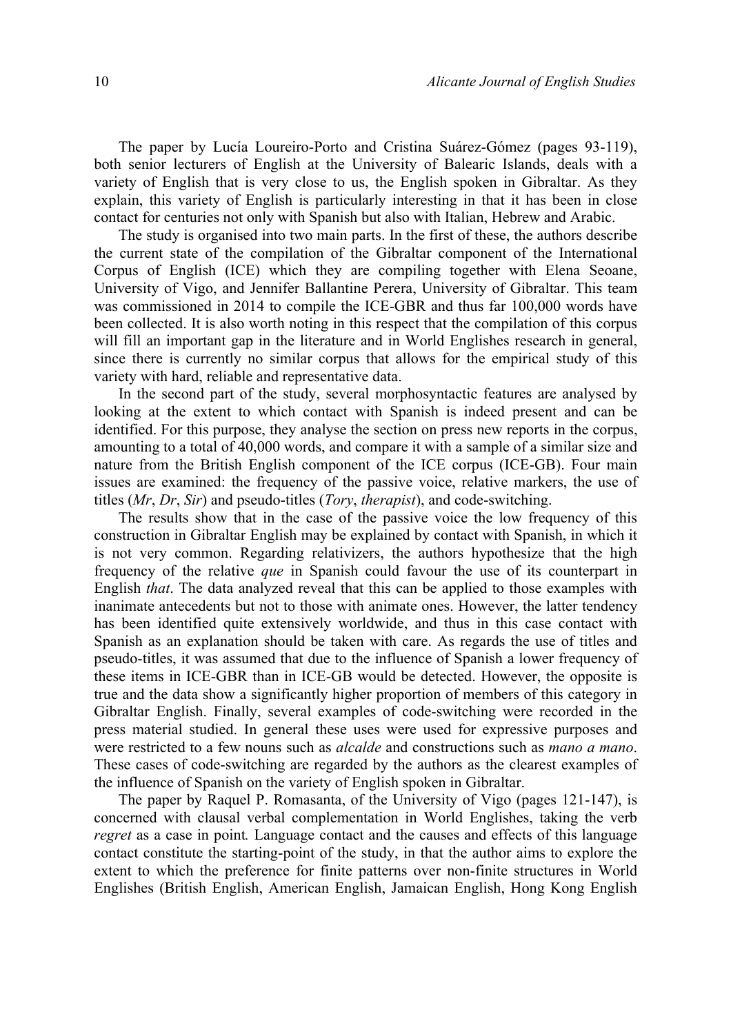The paper by Lucía Loureiro-Porto and Cristina Suárez-Gómez (pages 93-119), both senior lecturers of English at the University of Balearic Islands, deals with a variety of English that is very close to us, the English spoken in Gibraltar. As they explain, this variety of English is particularly interesting in that it has been in close contact for centuries not only with Spanish but also with Italian, Hebrew and Arabic.

The study is organised into two main parts. In the first of these, the authors describe the current state of the compilation of the Gibraltar component of the International Corpus of English (ICE) which they are compiling together with Elena Seoane, University of Vigo, and Jennifer Ballantine Perera, University of Gibraltar. This team was commissioned in 2014 to compile the ICE-GBR and thus far 100,000 words have been collected. It is also worth noting in this respect that the compilation of this corpus will fill an important gap in the literature and in World Englishes research in general, since there is currently no similar corpus that allows for the empirical study of this variety with hard, reliable and representative data.

In the second part of the study, several morphosyntactic features are analysed by looking at the extent to which contact with Spanish is indeed present and can be identified. For this purpose, they analyse the section on press new reports in the corpus, amounting to a total of 40,000 words, and compare it with a sample of a similar size and nature from the British English component of the ICE corpus (ICE-GB). Four main issues are examined: the frequency of the passive voice, relative markers, the use of titles (*Mr*, *Dr*, *Sir*) and pseudo-titles (*Tory*, *therapist*), and code-switching.

The results show that in the case of the passive voice the low frequency of this construction in Gibraltar English may be explained by contact with Spanish, in which it is not very common. Regarding relativizers, the authors hypothesize that the high frequency of the relative *que* in Spanish could favour the use of its counterpart in English *that*. The data analyzed reveal that this can be applied to those examples with inanimate antecedents but not to those with animate ones. However, the latter tendency has been identified quite extensively worldwide, and thus in this case contact with Spanish as an explanation should be taken with care. As regards the use of titles and pseudo-titles, it was assumed that due to the influence of Spanish a lower frequency of these items in ICE-GBR than in ICE-GB would be detected. However, the opposite is true and the data show a significantly higher proportion of members of this category in Gibraltar English. Finally, several examples of code-switching were recorded in the press material studied. In general these uses were used for expressive purposes and were restricted to a few nouns such as *alcalde* and constructions such as *mano a mano*. These cases of code-switching are regarded by the authors as the clearest examples of the influence of Spanish on the variety of English spoken in Gibraltar.

The paper by Raquel P. Romasanta, of the University of Vigo (pages 121-147), is concerned with clausal verbal complementation in World Englishes, taking the verb *regret* as a case in point*.* Language contact and the causes and effects of this language contact constitute the starting-point of the study, in that the author aims to explore the extent to which the preference for finite patterns over non-finite structures in World Englishes (British English, American English, Jamaican English, Hong Kong English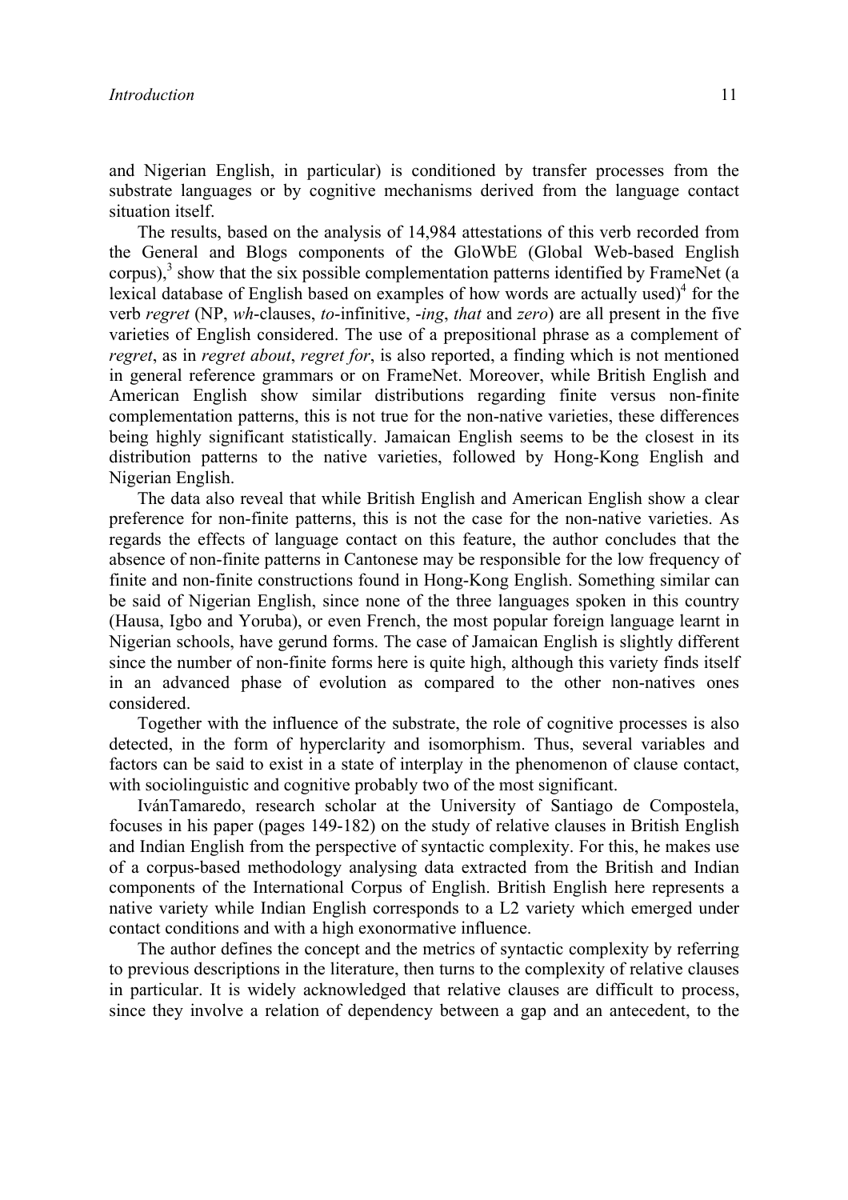and Nigerian English, in particular) is conditioned by transfer processes from the substrate languages or by cognitive mechanisms derived from the language contact situation itself.

The results, based on the analysis of 14,984 attestations of this verb recorded from the General and Blogs components of the GloWbE (Global Web-based English corpus),[3] show that the six possible complementation patterns identified by FrameNet (a lexical database of English based on examples of how words are actually used)[4] for the verb *regret* (NP, *wh*-clauses, *to*-infinitive, *-ing*, *that* and *zero*) are all present in the five varieties of English considered. The use of a prepositional phrase as a complement of *regret*, as in *regret about*, *regret for*, is also reported, a finding which is not mentioned in general reference grammars or on FrameNet. Moreover, while British English and American English show similar distributions regarding finite versus non-finite complementation patterns, this is not true for the non-native varieties, these differences being highly significant statistically. Jamaican English seems to be the closest in its distribution patterns to the native varieties, followed by Hong-Kong English and Nigerian English.

The data also reveal that while British English and American English show a clear preference for non-finite patterns, this is not the case for the non-native varieties. As regards the effects of language contact on this feature, the author concludes that the absence of non-finite patterns in Cantonese may be responsible for the low frequency of finite and non-finite constructions found in Hong-Kong English. Something similar can be said of Nigerian English, since none of the three languages spoken in this country (Hausa, Igbo and Yoruba), or even French, the most popular foreign language learnt in Nigerian schools, have gerund forms. The case of Jamaican English is slightly different since the number of non-finite forms here is quite high, although this variety finds itself in an advanced phase of evolution as compared to the other non-natives ones considered.

Together with the influence of the substrate, the role of cognitive processes is also detected, in the form of hyperclarity and isomorphism. Thus, several variables and factors can be said to exist in a state of interplay in the phenomenon of clause contact, with sociolinguistic and cognitive probably two of the most significant.

IvánTamaredo, research scholar at the University of Santiago de Compostela, focuses in his paper (pages 149-182) on the study of relative clauses in British English and Indian English from the perspective of syntactic complexity. For this, he makes use of a corpus-based methodology analysing data extracted from the British and Indian components of the International Corpus of English. British English here represents a native variety while Indian English corresponds to a L2 variety which emerged under contact conditions and with a high exonormative influence.

The author defines the concept and the metrics of syntactic complexity by referring to previous descriptions in the literature, then turns to the complexity of relative clauses in particular. It is widely acknowledged that relative clauses are difficult to process, since they involve a relation of dependency between a gap and an antecedent, to the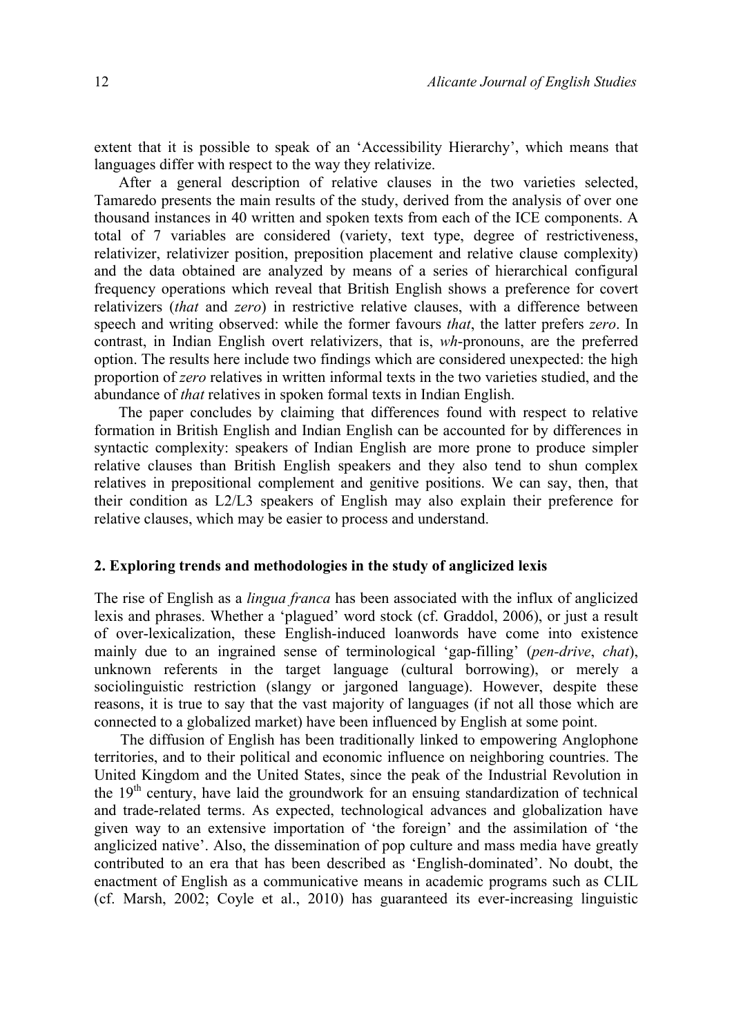extent that it is possible to speak of an 'Accessibility Hierarchy', which means that languages differ with respect to the way they relativize.

After a general description of relative clauses in the two varieties selected, Tamaredo presents the main results of the study, derived from the analysis of over one thousand instances in 40 written and spoken texts from each of the ICE components. A total of 7 variables are considered (variety, text type, degree of restrictiveness, relativizer, relativizer position, preposition placement and relative clause complexity) and the data obtained are analyzed by means of a series of hierarchical configural frequency operations which reveal that British English shows a preference for covert relativizers (*that* and *zero*) in restrictive relative clauses, with a difference between speech and writing observed: while the former favours *that*, the latter prefers *zero*. In contrast, in Indian English overt relativizers, that is, *wh*-pronouns, are the preferred option. The results here include two findings which are considered unexpected: the high proportion of *zero* relatives in written informal texts in the two varieties studied, and the abundance of *that* relatives in spoken formal texts in Indian English.

The paper concludes by claiming that differences found with respect to relative formation in British English and Indian English can be accounted for by differences in syntactic complexity: speakers of Indian English are more prone to produce simpler relative clauses than British English speakers and they also tend to shun complex relatives in prepositional complement and genitive positions. We can say, then, that their condition as L2/L3 speakers of English may also explain their preference for relative clauses, which may be easier to process and understand.

## 2. Exploring trends and methodologies in the study of anglicized lexis

The rise of English as a *lingua franca* has been associated with the influx of anglicized lexis and phrases. Whether a 'plagued' word stock (cf. Graddol, 2006), or just a result of over-lexicalization, these English-induced loanwords have come into existence mainly due to an ingrained sense of terminological 'gap-filling' (*pen-drive*, *chat*), unknown referents in the target language (cultural borrowing), or merely a sociolinguistic restriction (slangy or jargoned language). However, despite these reasons, it is true to say that the vast majority of languages (if not all those which are connected to a globalized market) have been influenced by English at some point.

The diffusion of English has been traditionally linked to empowering Anglophone territories, and to their political and economic influence on neighboring countries. The United Kingdom and the United States, since the peak of the Industrial Revolution in the 19th century, have laid the groundwork for an ensuing standardization of technical and trade-related terms. As expected, technological advances and globalization have given way to an extensive importation of 'the foreign' and the assimilation of 'the anglicized native'. Also, the dissemination of pop culture and mass media have greatly contributed to an era that has been described as 'English-dominated'. No doubt, the enactment of English as a communicative means in academic programs such as CLIL (cf. Marsh, 2002; Coyle et al., 2010) has guaranteed its ever-increasing linguistic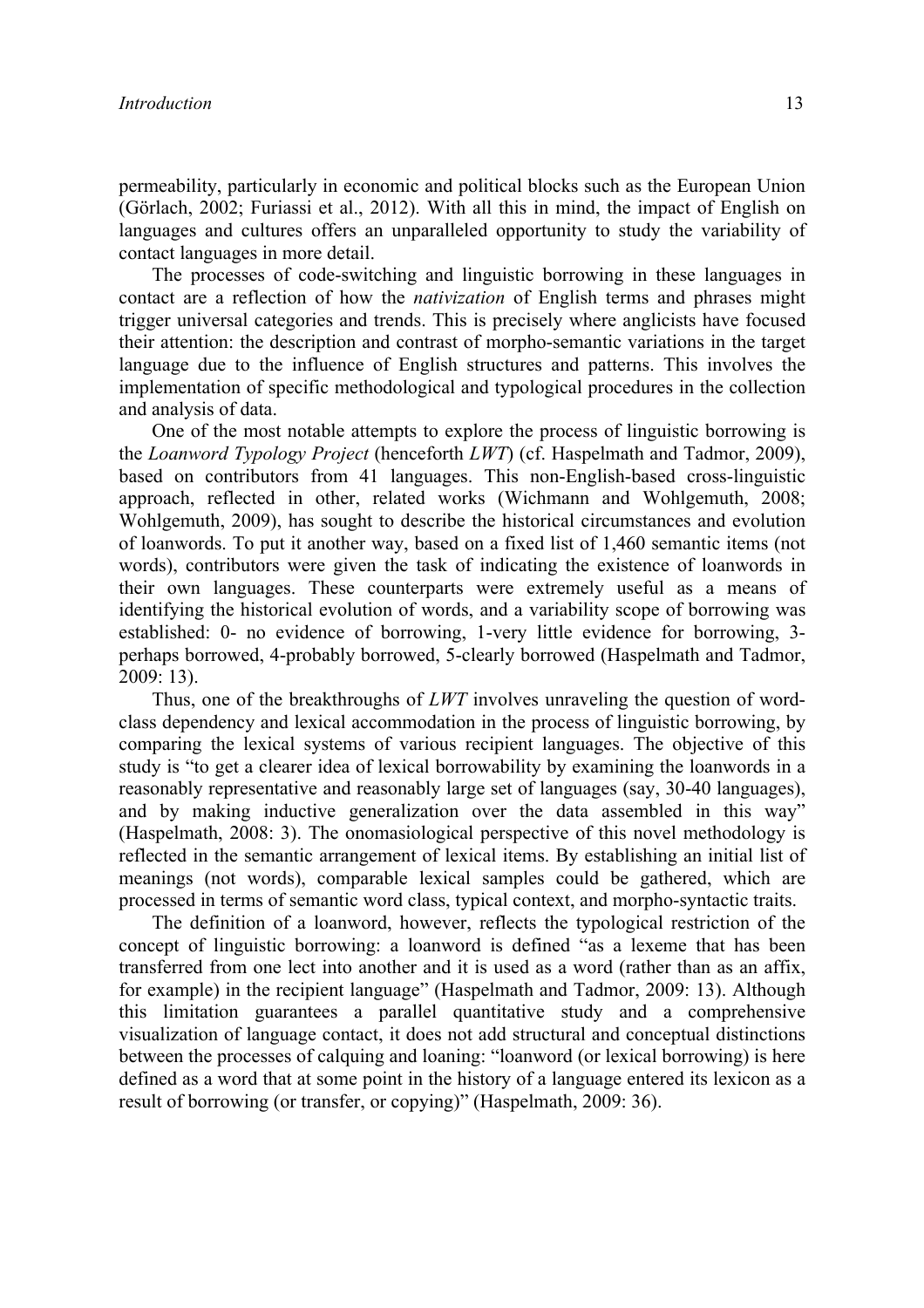permeability, particularly in economic and political blocks such as the European Union (Görlach, 2002; Furiassi et al., 2012). With all this in mind, the impact of English on languages and cultures offers an unparalleled opportunity to study the variability of contact languages in more detail.

The processes of code-switching and linguistic borrowing in these languages in contact are a reflection of how the *nativization* of English terms and phrases might trigger universal categories and trends. This is precisely where anglicists have focused their attention: the description and contrast of morpho-semantic variations in the target language due to the influence of English structures and patterns. This involves the implementation of specific methodological and typological procedures in the collection and analysis of data.

One of the most notable attempts to explore the process of linguistic borrowing is the *Loanword Typology Project* (henceforth *LWT*) (cf. Haspelmath and Tadmor, 2009), based on contributors from 41 languages. This non-English-based cross-linguistic approach, reflected in other, related works (Wichmann and Wohlgemuth, 2008; Wohlgemuth, 2009), has sought to describe the historical circumstances and evolution of loanwords. To put it another way, based on a fixed list of 1,460 semantic items (not words), contributors were given the task of indicating the existence of loanwords in their own languages. These counterparts were extremely useful as a means of identifying the historical evolution of words, and a variability scope of borrowing was established: 0- no evidence of borrowing, 1-very little evidence for borrowing, 3-perhaps borrowed, 4-probably borrowed, 5-clearly borrowed (Haspelmath and Tadmor, 2009: 13).

Thus, one of the breakthroughs of *LWT* involves unraveling the question of word-class dependency and lexical accommodation in the process of linguistic borrowing, by comparing the lexical systems of various recipient languages. The objective of this study is "to get a clearer idea of lexical borrowability by examining the loanwords in a reasonably representative and reasonably large set of languages (say, 30-40 languages), and by making inductive generalization over the data assembled in this way" (Haspelmath, 2008: 3). The onomasiological perspective of this novel methodology is reflected in the semantic arrangement of lexical items. By establishing an initial list of meanings (not words), comparable lexical samples could be gathered, which are processed in terms of semantic word class, typical context, and morpho-syntactic traits.

The definition of a loanword, however, reflects the typological restriction of the concept of linguistic borrowing: a loanword is defined "as a lexeme that has been transferred from one lect into another and it is used as a word (rather than as an affix, for example) in the recipient language" (Haspelmath and Tadmor, 2009: 13). Although this limitation guarantees a parallel quantitative study and a comprehensive visualization of language contact, it does not add structural and conceptual distinctions between the processes of calquing and loaning: "loanword (or lexical borrowing) is here defined as a word that at some point in the history of a language entered its lexicon as a result of borrowing (or transfer, or copying)" (Haspelmath, 2009: 36).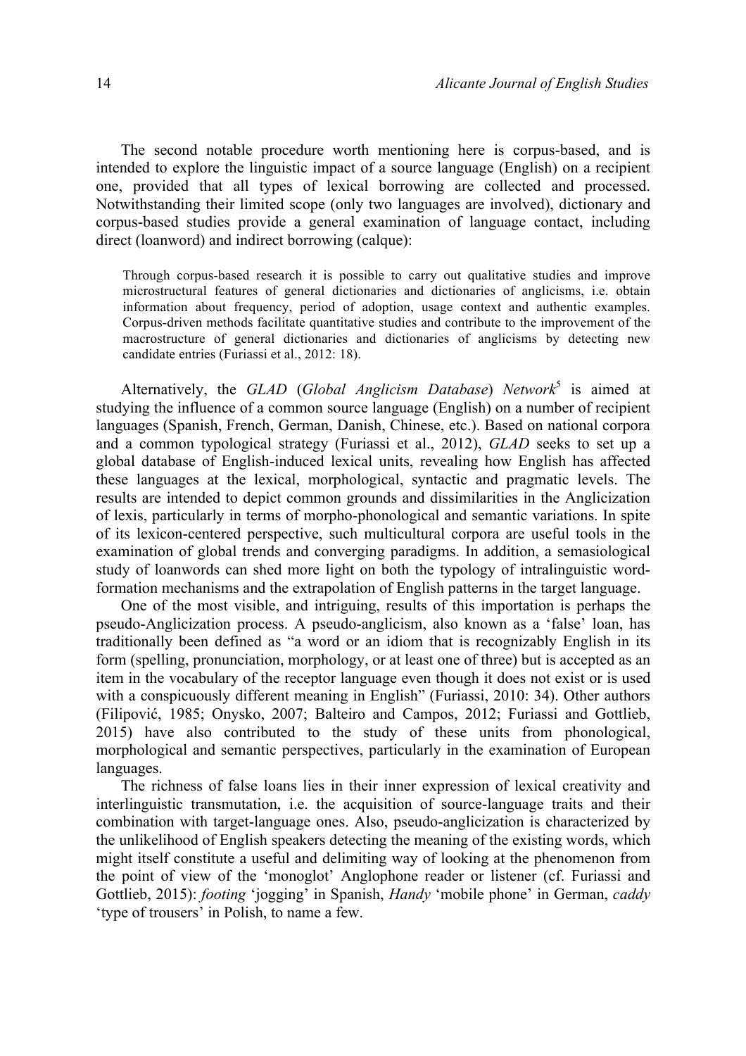The second notable procedure worth mentioning here is corpus-based, and is intended to explore the linguistic impact of a source language (English) on a recipient one, provided that all types of lexical borrowing are collected and processed. Notwithstanding their limited scope (only two languages are involved), dictionary and corpus-based studies provide a general examination of language contact, including direct (loanword) and indirect borrowing (calque):

> Through corpus-based research it is possible to carry out qualitative studies and improve microstructural features of general dictionaries and dictionaries of anglicisms, i.e. obtain information about frequency, period of adoption, usage context and authentic examples. Corpus-driven methods facilitate quantitative studies and contribute to the improvement of the macrostructure of general dictionaries and dictionaries of anglicisms by detecting new candidate entries (Furiassi et al., 2012: 18).

Alternatively, the *GLAD* (*Global Anglicism Database*) *Network*[5] is aimed at studying the influence of a common source language (English) on a number of recipient languages (Spanish, French, German, Danish, Chinese, etc.). Based on national corpora and a common typological strategy (Furiassi et al., 2012), *GLAD* seeks to set up a global database of English-induced lexical units, revealing how English has affected these languages at the lexical, morphological, syntactic and pragmatic levels. The results are intended to depict common grounds and dissimilarities in the Anglicization of lexis, particularly in terms of morpho-phonological and semantic variations. In spite of its lexicon-centered perspective, such multicultural corpora are useful tools in the examination of global trends and converging paradigms. In addition, a semasiological study of loanwords can shed more light on both the typology of intralinguistic word-formation mechanisms and the extrapolation of English patterns in the target language.

One of the most visible, and intriguing, results of this importation is perhaps the pseudo-Anglicization process. A pseudo-anglicism, also known as a 'false' loan, has traditionally been defined as "a word or an idiom that is recognizably English in its form (spelling, pronunciation, morphology, or at least one of three) but is accepted as an item in the vocabulary of the receptor language even though it does not exist or is used with a conspicuously different meaning in English" (Furiassi, 2010: 34). Other authors (Filipović, 1985; Onysko, 2007; Balteiro and Campos, 2012; Furiassi and Gottlieb, 2015) have also contributed to the study of these units from phonological, morphological and semantic perspectives, particularly in the examination of European languages.

The richness of false loans lies in their inner expression of lexical creativity and interlinguistic transmutation, i.e. the acquisition of source-language traits and their combination with target-language ones. Also, pseudo-anglicization is characterized by the unlikelihood of English speakers detecting the meaning of the existing words, which might itself constitute a useful and delimiting way of looking at the phenomenon from the point of view of the 'monoglot' Anglophone reader or listener (cf. Furiassi and Gottlieb, 2015): *footing* 'jogging' in Spanish, *Handy* 'mobile phone' in German, *caddy* 'type of trousers' in Polish, to name a few.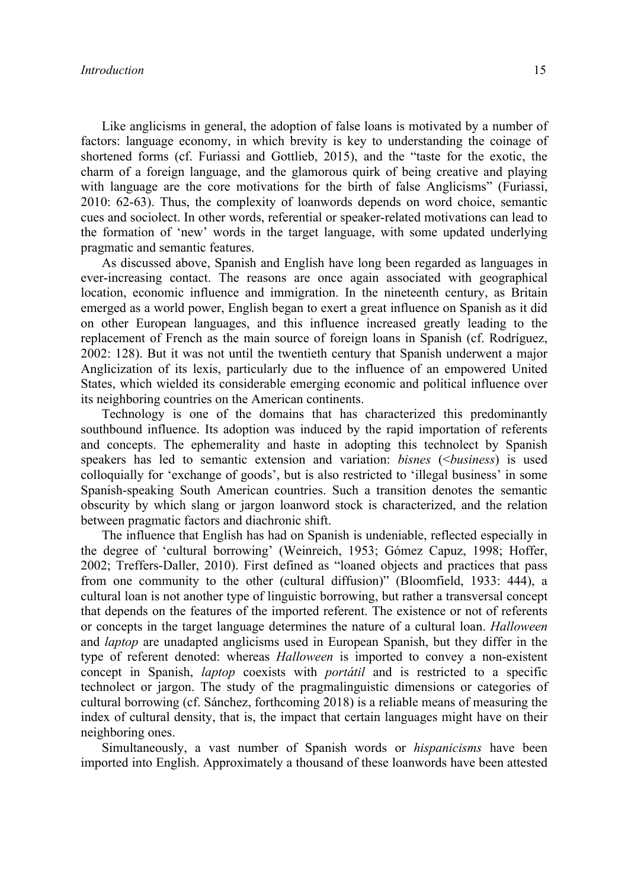Like anglicisms in general, the adoption of false loans is motivated by a number of factors: language economy, in which brevity is key to understanding the coinage of shortened forms (cf. Furiassi and Gottlieb, 2015), and the "taste for the exotic, the charm of a foreign language, and the glamorous quirk of being creative and playing with language are the core motivations for the birth of false Anglicisms" (Furiassi, 2010: 62-63). Thus, the complexity of loanwords depends on word choice, semantic cues and sociolect. In other words, referential or speaker-related motivations can lead to the formation of 'new' words in the target language, with some updated underlying pragmatic and semantic features.

As discussed above, Spanish and English have long been regarded as languages in ever-increasing contact. The reasons are once again associated with geographical location, economic influence and immigration. In the nineteenth century, as Britain emerged as a world power, English began to exert a great influence on Spanish as it did on other European languages, and this influence increased greatly leading to the replacement of French as the main source of foreign loans in Spanish (cf. Rodríguez, 2002: 128). But it was not until the twentieth century that Spanish underwent a major Anglicization of its lexis, particularly due to the influence of an empowered United States, which wielded its considerable emerging economic and political influence over its neighboring countries on the American continents.

Technology is one of the domains that has characterized this predominantly southbound influence. Its adoption was induced by the rapid importation of referents and concepts. The ephemerality and haste in adopting this technolect by Spanish speakers has led to semantic extension and variation: *bisnes* (<*business*) is used colloquially for 'exchange of goods', but is also restricted to 'illegal business' in some Spanish-speaking South American countries. Such a transition denotes the semantic obscurity by which slang or jargon loanword stock is characterized, and the relation between pragmatic factors and diachronic shift.

The influence that English has had on Spanish is undeniable, reflected especially in the degree of 'cultural borrowing' (Weinreich, 1953; Gómez Capuz, 1998; Hoffer, 2002; Treffers-Daller, 2010). First defined as "loaned objects and practices that pass from one community to the other (cultural diffusion)" (Bloomfield, 1933: 444), a cultural loan is not another type of linguistic borrowing, but rather a transversal concept that depends on the features of the imported referent. The existence or not of referents or concepts in the target language determines the nature of a cultural loan. *Halloween* and *laptop* are unadapted anglicisms used in European Spanish, but they differ in the type of referent denoted: whereas *Halloween* is imported to convey a non-existent concept in Spanish, *laptop* coexists with *portátil* and is restricted to a specific technolect or jargon. The study of the pragmalinguistic dimensions or categories of cultural borrowing (cf. Sánchez, forthcoming 2018) is a reliable means of measuring the index of cultural density, that is, the impact that certain languages might have on their neighboring ones.

Simultaneously, a vast number of Spanish words or *hispanicisms* have been imported into English. Approximately a thousand of these loanwords have been attested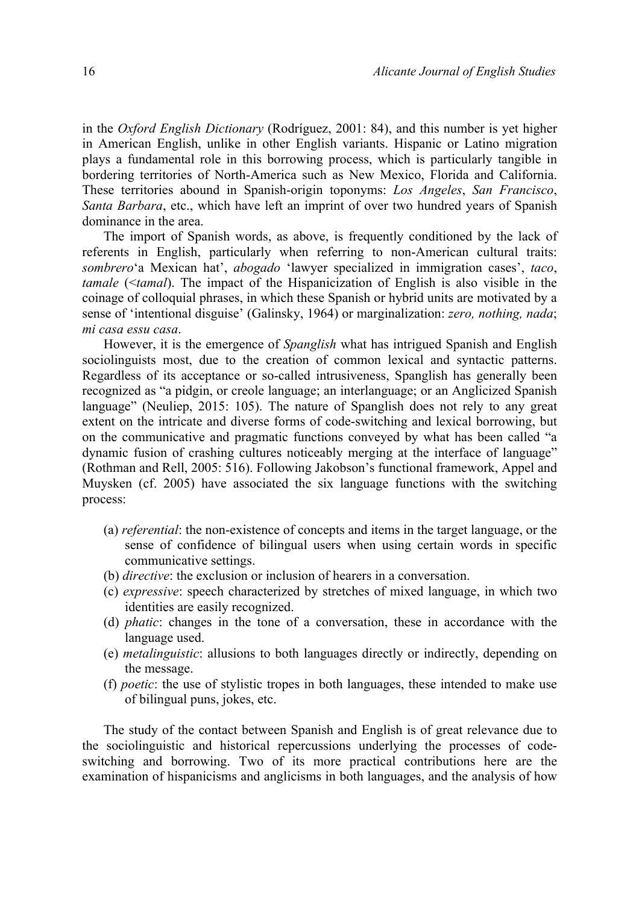in the *Oxford English Dictionary* (Rodríguez, 2001: 84), and this number is yet higher in American English, unlike in other English variants. Hispanic or Latino migration plays a fundamental role in this borrowing process, which is particularly tangible in bordering territories of North-America such as New Mexico, Florida and California. These territories abound in Spanish-origin toponyms: *Los Angeles*, *San Francisco*, *Santa Barbara*, etc., which have left an imprint of over two hundred years of Spanish dominance in the area.

The import of Spanish words, as above, is frequently conditioned by the lack of referents in English, particularly when referring to non-American cultural traits: *sombrero*'a Mexican hat', *abogado* 'lawyer specialized in immigration cases', *taco*, *tamale* (<*tamal*). The impact of the Hispanicization of English is also visible in the coinage of colloquial phrases, in which these Spanish or hybrid units are motivated by a sense of 'intentional disguise' (Galinsky, 1964) or marginalization: *zero, nothing, nada*; *mi casa essu casa*.

However, it is the emergence of *Spanglish* what has intrigued Spanish and English sociolinguists most, due to the creation of common lexical and syntactic patterns. Regardless of its acceptance or so-called intrusiveness, Spanglish has generally been recognized as "a pidgin, or creole language; an interlanguage; or an Anglicized Spanish language" (Neuliep, 2015: 105). The nature of Spanglish does not rely to any great extent on the intricate and diverse forms of code-switching and lexical borrowing, but on the communicative and pragmatic functions conveyed by what has been called "a dynamic fusion of crashing cultures noticeably merging at the interface of language" (Rothman and Rell, 2005: 516). Following Jakobson's functional framework, Appel and Muysken (cf. 2005) have associated the six language functions with the switching process:

(a) *referential*: the non-existence of concepts and items in the target language, or the sense of confidence of bilingual users when using certain words in specific communicative settings.
(b) *directive*: the exclusion or inclusion of hearers in a conversation.
(c) *expressive*: speech characterized by stretches of mixed language, in which two identities are easily recognized.
(d) *phatic*: changes in the tone of a conversation, these in accordance with the language used.
(e) *metalinguistic*: allusions to both languages directly or indirectly, depending on the message.
(f) *poetic*: the use of stylistic tropes in both languages, these intended to make use of bilingual puns, jokes, etc.

The study of the contact between Spanish and English is of great relevance due to the sociolinguistic and historical repercussions underlying the processes of code-switching and borrowing. Two of its more practical contributions here are the examination of hispanicisms and anglicisms in both languages, and the analysis of how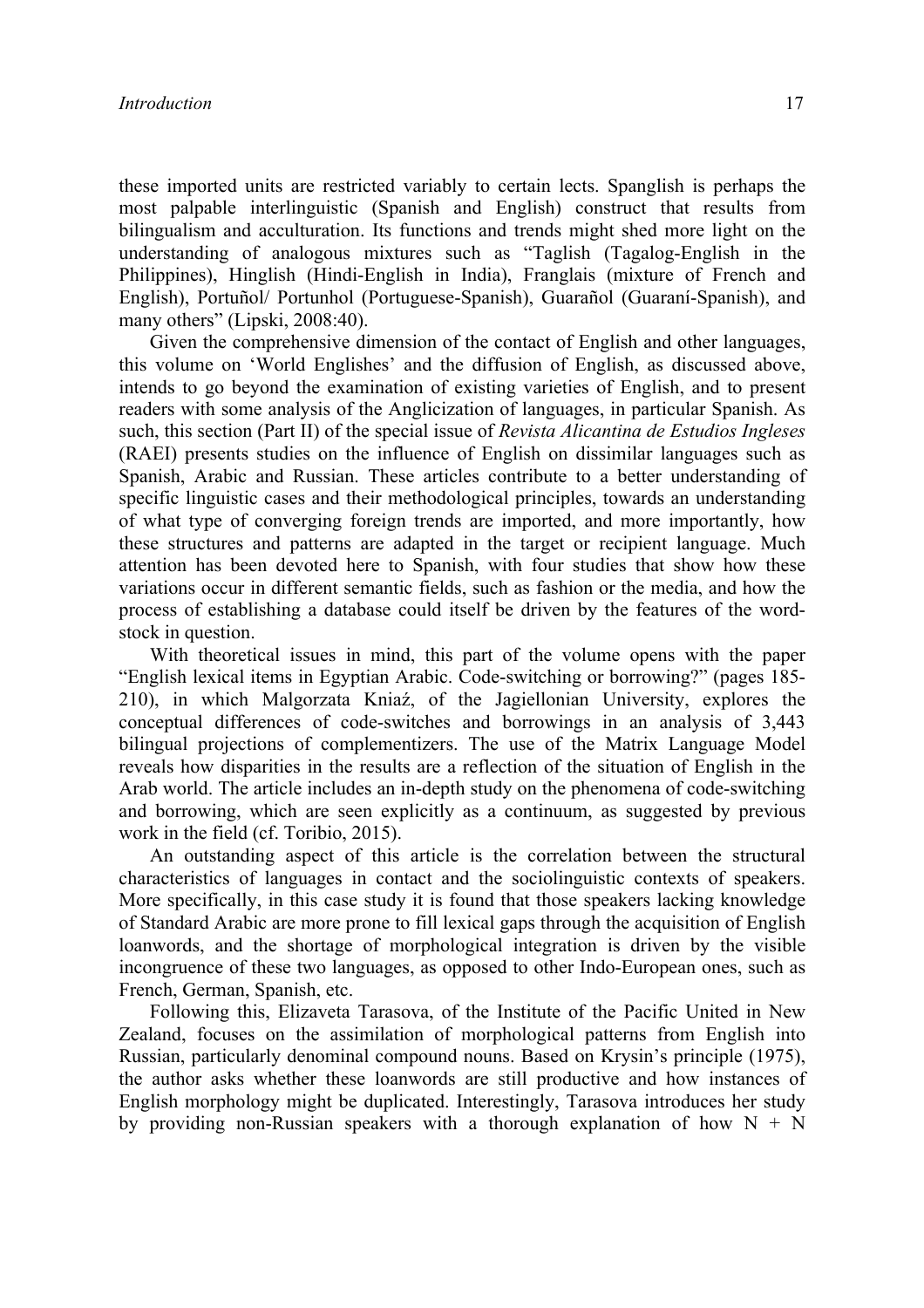these imported units are restricted variably to certain lects. Spanglish is perhaps the most palpable interlinguistic (Spanish and English) construct that results from bilingualism and acculturation. Its functions and trends might shed more light on the understanding of analogous mixtures such as "Taglish (Tagalog-English in the Philippines), Hinglish (Hindi-English in India), Franglais (mixture of French and English), Portuñol/ Portunhol (Portuguese-Spanish), Guarañol (Guaraní-Spanish), and many others" (Lipski, 2008:40).

Given the comprehensive dimension of the contact of English and other languages, this volume on 'World Englishes' and the diffusion of English, as discussed above, intends to go beyond the examination of existing varieties of English, and to present readers with some analysis of the Anglicization of languages, in particular Spanish. As such, this section (Part II) of the special issue of *Revista Alicantina de Estudios Ingleses* (RAEI) presents studies on the influence of English on dissimilar languages such as Spanish, Arabic and Russian. These articles contribute to a better understanding of specific linguistic cases and their methodological principles, towards an understanding of what type of converging foreign trends are imported, and more importantly, how these structures and patterns are adapted in the target or recipient language. Much attention has been devoted here to Spanish, with four studies that show how these variations occur in different semantic fields, such as fashion or the media, and how the process of establishing a database could itself be driven by the features of the word-stock in question.

With theoretical issues in mind, this part of the volume opens with the paper "English lexical items in Egyptian Arabic. Code-switching or borrowing?" (pages 185-210), in which Malgorzata Kniaź, of the Jagiellonian University, explores the conceptual differences of code-switches and borrowings in an analysis of 3,443 bilingual projections of complementizers. The use of the Matrix Language Model reveals how disparities in the results are a reflection of the situation of English in the Arab world. The article includes an in-depth study on the phenomena of code-switching and borrowing, which are seen explicitly as a continuum, as suggested by previous work in the field (cf. Toribio, 2015).

An outstanding aspect of this article is the correlation between the structural characteristics of languages in contact and the sociolinguistic contexts of speakers. More specifically, in this case study it is found that those speakers lacking knowledge of Standard Arabic are more prone to fill lexical gaps through the acquisition of English loanwords, and the shortage of morphological integration is driven by the visible incongruence of these two languages, as opposed to other Indo-European ones, such as French, German, Spanish, etc.

Following this, Elizaveta Tarasova, of the Institute of the Pacific United in New Zealand, focuses on the assimilation of morphological patterns from English into Russian, particularly denominal compound nouns. Based on Krysin's principle (1975), the author asks whether these loanwords are still productive and how instances of English morphology might be duplicated. Interestingly, Tarasova introduces her study by providing non-Russian speakers with a thorough explanation of how N + N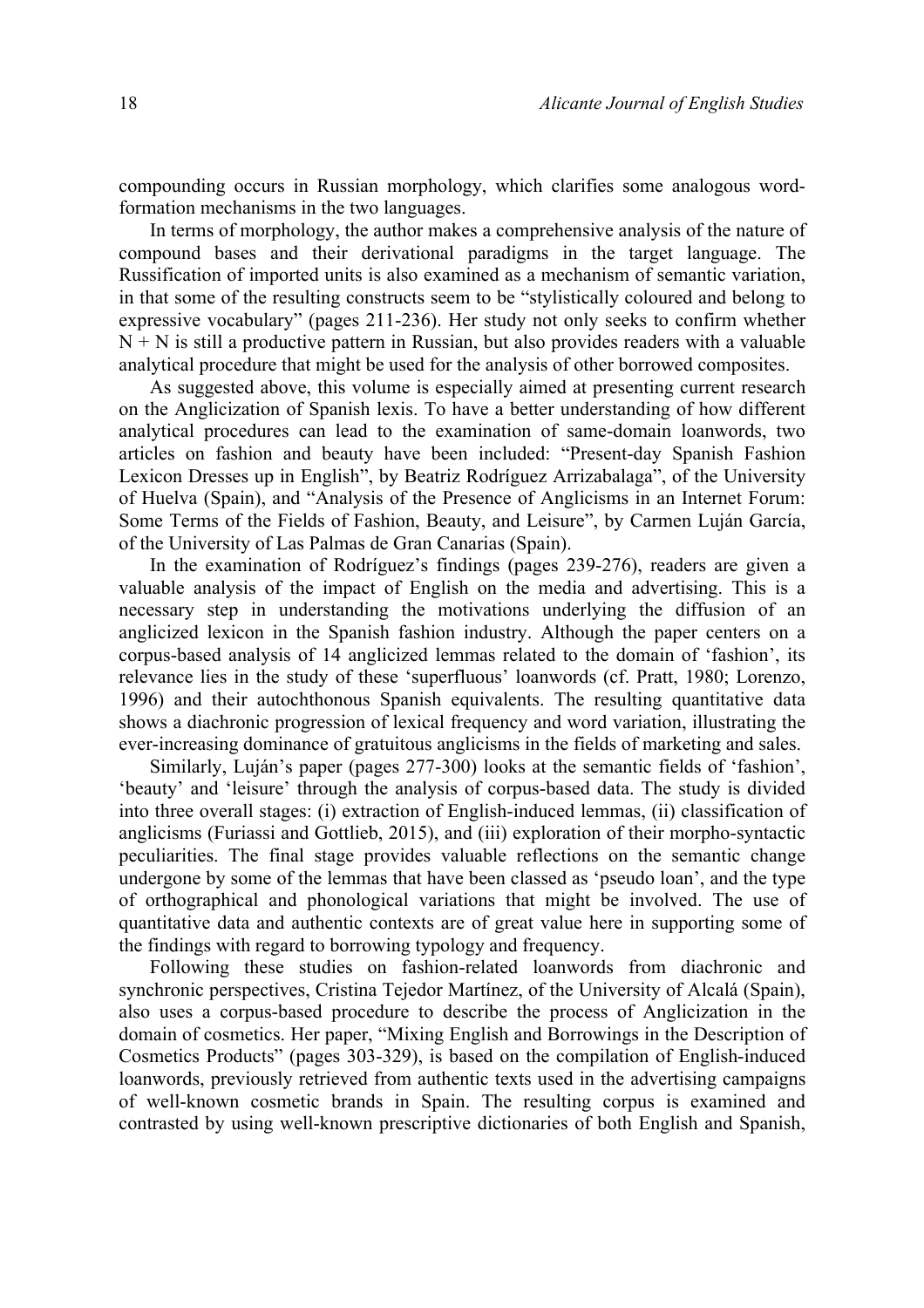compounding occurs in Russian morphology, which clarifies some analogous word-formation mechanisms in the two languages.

In terms of morphology, the author makes a comprehensive analysis of the nature of compound bases and their derivational paradigms in the target language. The Russification of imported units is also examined as a mechanism of semantic variation, in that some of the resulting constructs seem to be "stylistically coloured and belong to expressive vocabulary" (pages 211-236). Her study not only seeks to confirm whether N + N is still a productive pattern in Russian, but also provides readers with a valuable analytical procedure that might be used for the analysis of other borrowed composites.

As suggested above, this volume is especially aimed at presenting current research on the Anglicization of Spanish lexis. To have a better understanding of how different analytical procedures can lead to the examination of same-domain loanwords, two articles on fashion and beauty have been included: "Present-day Spanish Fashion Lexicon Dresses up in English", by Beatriz Rodríguez Arrizabalaga", of the University of Huelva (Spain), and "Analysis of the Presence of Anglicisms in an Internet Forum: Some Terms of the Fields of Fashion, Beauty, and Leisure", by Carmen Luján García, of the University of Las Palmas de Gran Canarias (Spain).

In the examination of Rodríguez's findings (pages 239-276), readers are given a valuable analysis of the impact of English on the media and advertising. This is a necessary step in understanding the motivations underlying the diffusion of an anglicized lexicon in the Spanish fashion industry. Although the paper centers on a corpus-based analysis of 14 anglicized lemmas related to the domain of 'fashion', its relevance lies in the study of these 'superfluous' loanwords (cf. Pratt, 1980; Lorenzo, 1996) and their autochthonous Spanish equivalents. The resulting quantitative data shows a diachronic progression of lexical frequency and word variation, illustrating the ever-increasing dominance of gratuitous anglicisms in the fields of marketing and sales.

Similarly, Luján's paper (pages 277-300) looks at the semantic fields of 'fashion', 'beauty' and 'leisure' through the analysis of corpus-based data. The study is divided into three overall stages: (i) extraction of English-induced lemmas, (ii) classification of anglicisms (Furiassi and Gottlieb, 2015), and (iii) exploration of their morpho-syntactic peculiarities. The final stage provides valuable reflections on the semantic change undergone by some of the lemmas that have been classed as 'pseudo loan', and the type of orthographical and phonological variations that might be involved. The use of quantitative data and authentic contexts are of great value here in supporting some of the findings with regard to borrowing typology and frequency.

Following these studies on fashion-related loanwords from diachronic and synchronic perspectives, Cristina Tejedor Martínez, of the University of Alcalá (Spain), also uses a corpus-based procedure to describe the process of Anglicization in the domain of cosmetics. Her paper, "Mixing English and Borrowings in the Description of Cosmetics Products" (pages 303-329), is based on the compilation of English-induced loanwords, previously retrieved from authentic texts used in the advertising campaigns of well-known cosmetic brands in Spain. The resulting corpus is examined and contrasted by using well-known prescriptive dictionaries of both English and Spanish,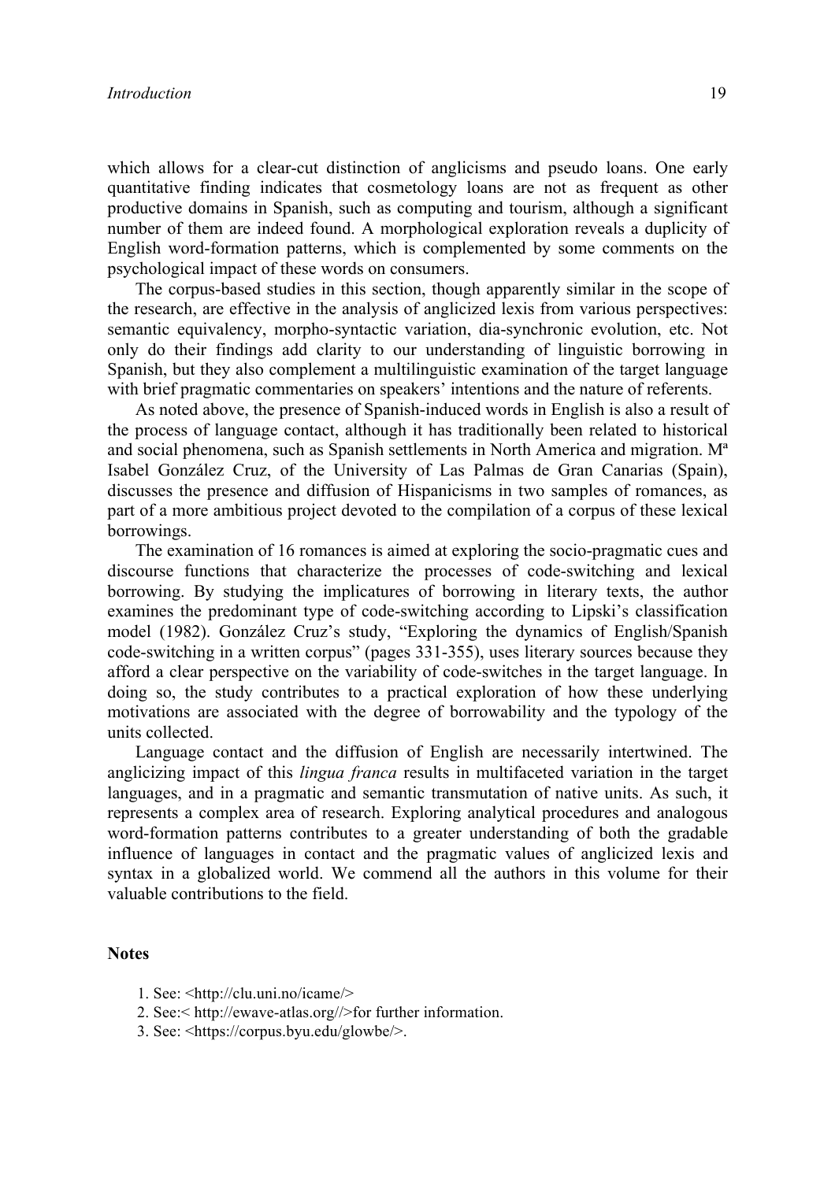which allows for a clear-cut distinction of anglicisms and pseudo loans. One early quantitative finding indicates that cosmetology loans are not as frequent as other productive domains in Spanish, such as computing and tourism, although a significant number of them are indeed found. A morphological exploration reveals a duplicity of English word-formation patterns, which is complemented by some comments on the psychological impact of these words on consumers.

The corpus-based studies in this section, though apparently similar in the scope of the research, are effective in the analysis of anglicized lexis from various perspectives: semantic equivalency, morpho-syntactic variation, dia-synchronic evolution, etc. Not only do their findings add clarity to our understanding of linguistic borrowing in Spanish, but they also complement a multilinguistic examination of the target language with brief pragmatic commentaries on speakers' intentions and the nature of referents.

As noted above, the presence of Spanish-induced words in English is also a result of the process of language contact, although it has traditionally been related to historical and social phenomena, such as Spanish settlements in North America and migration. Mª Isabel González Cruz, of the University of Las Palmas de Gran Canarias (Spain), discusses the presence and diffusion of Hispanicisms in two samples of romances, as part of a more ambitious project devoted to the compilation of a corpus of these lexical borrowings.

The examination of 16 romances is aimed at exploring the socio-pragmatic cues and discourse functions that characterize the processes of code-switching and lexical borrowing. By studying the implicatures of borrowing in literary texts, the author examines the predominant type of code-switching according to Lipski's classification model (1982). González Cruz's study, "Exploring the dynamics of English/Spanish code-switching in a written corpus" (pages 331-355), uses literary sources because they afford a clear perspective on the variability of code-switches in the target language. In doing so, the study contributes to a practical exploration of how these underlying motivations are associated with the degree of borrowability and the typology of the units collected.

Language contact and the diffusion of English are necessarily intertwined. The anglicizing impact of this *lingua franca* results in multifaceted variation in the target languages, and in a pragmatic and semantic transmutation of native units. As such, it represents a complex area of research. Exploring analytical procedures and analogous word-formation patterns contributes to a greater understanding of both the gradable influence of languages in contact and the pragmatic values of anglicized lexis and syntax in a globalized world. We commend all the authors in this volume for their valuable contributions to the field.

## Notes

1. See: <http://clu.uni.no/icame/>
2. See:< http://ewave-atlas.org//>for further information.
3. See: <https://corpus.byu.edu/glowbe/>.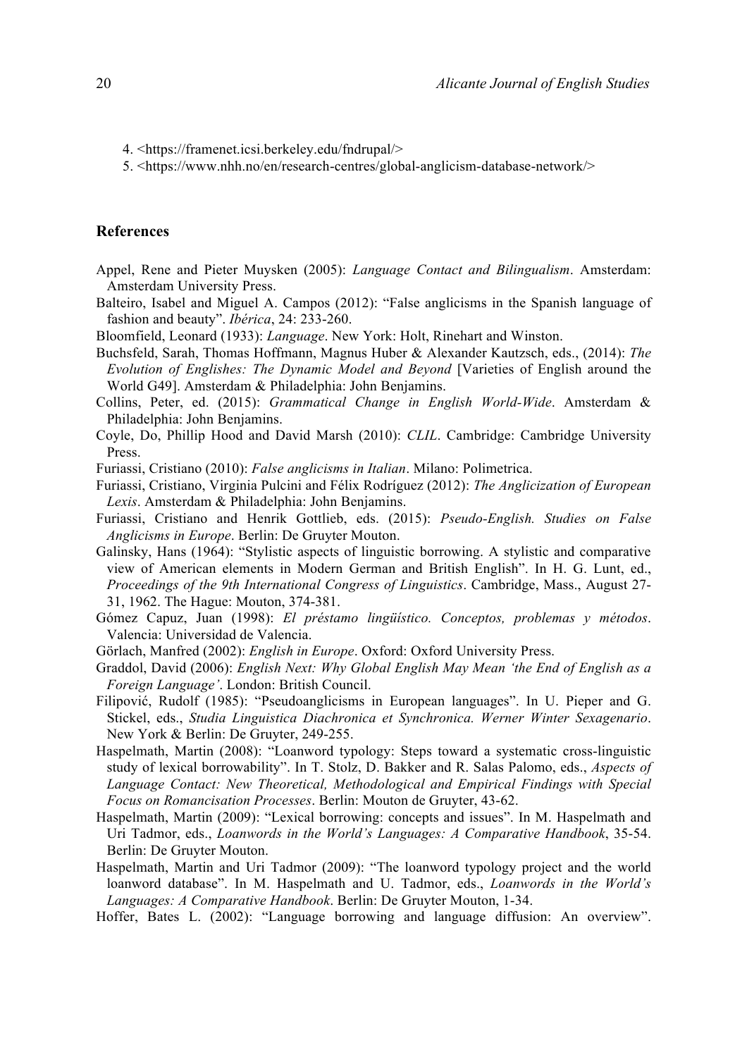4. <https://framenet.icsi.berkeley.edu/fndrupal/>
5. <https://www.nhh.no/en/research-centres/global-anglicism-database-network/>

## References

Appel, Rene and Pieter Muysken (2005): *Language Contact and Bilingualism*. Amsterdam: Amsterdam University Press.

Balteiro, Isabel and Miguel A. Campos (2012): "False anglicisms in the Spanish language of fashion and beauty". *Ibérica*, 24: 233-260.

Bloomfield, Leonard (1933): *Language*. New York: Holt, Rinehart and Winston.

Buchsfeld, Sarah, Thomas Hoffmann, Magnus Huber & Alexander Kautzsch, eds., (2014): *The Evolution of Englishes: The Dynamic Model and Beyond* [Varieties of English around the World G49]. Amsterdam & Philadelphia: John Benjamins.

Collins, Peter, ed. (2015): *Grammatical Change in English World-Wide*. Amsterdam & Philadelphia: John Benjamins.

Coyle, Do, Phillip Hood and David Marsh (2010): *CLIL*. Cambridge: Cambridge University Press.

Furiassi, Cristiano (2010): *False anglicisms in Italian*. Milano: Polimetrica.

Furiassi, Cristiano, Virginia Pulcini and Félix Rodríguez (2012): *The Anglicization of European Lexis*. Amsterdam & Philadelphia: John Benjamins.

Furiassi, Cristiano and Henrik Gottlieb, eds. (2015): *Pseudo-English. Studies on False Anglicisms in Europe*. Berlin: De Gruyter Mouton.

Galinsky, Hans (1964): "Stylistic aspects of linguistic borrowing. A stylistic and comparative view of American elements in Modern German and British English". In H. G. Lunt, ed., *Proceedings of the 9th International Congress of Linguistics*. Cambridge, Mass., August 27-31, 1962. The Hague: Mouton, 374-381.

Gómez Capuz, Juan (1998): *El préstamo lingüístico. Conceptos, problemas y métodos*. Valencia: Universidad de Valencia.

Görlach, Manfred (2002): *English in Europe*. Oxford: Oxford University Press.

Graddol, David (2006): *English Next: Why Global English May Mean 'the End of English as a Foreign Language'*. London: British Council.

Filipović, Rudolf (1985): "Pseudoanglicisms in European languages". In U. Pieper and G. Stickel, eds., *Studia Linguistica Diachronica et Synchronica. Werner Winter Sexagenario*. New York & Berlin: De Gruyter, 249-255.

Haspelmath, Martin (2008): "Loanword typology: Steps toward a systematic cross-linguistic study of lexical borrowability". In T. Stolz, D. Bakker and R. Salas Palomo, eds., *Aspects of Language Contact: New Theoretical, Methodological and Empirical Findings with Special Focus on Romancisation Processes*. Berlin: Mouton de Gruyter, 43-62.

Haspelmath, Martin (2009): "Lexical borrowing: concepts and issues". In M. Haspelmath and Uri Tadmor, eds., *Loanwords in the World's Languages: A Comparative Handbook*, 35-54. Berlin: De Gruyter Mouton.

Haspelmath, Martin and Uri Tadmor (2009): "The loanword typology project and the world loanword database". In M. Haspelmath and U. Tadmor, eds., *Loanwords in the World's Languages: A Comparative Handbook*. Berlin: De Gruyter Mouton, 1-34.

Hoffer, Bates L. (2002): "Language borrowing and language diffusion: An overview".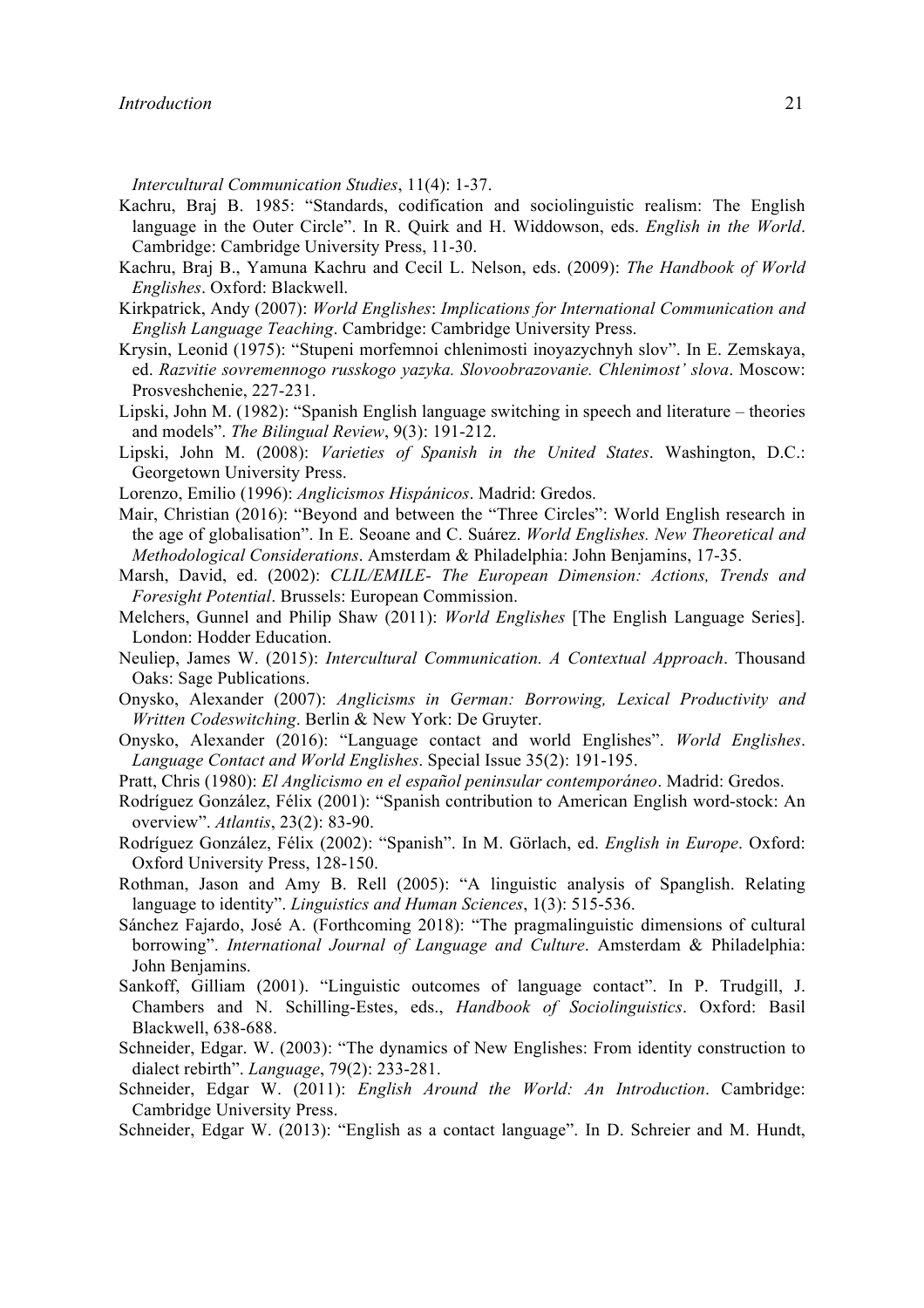*Intercultural Communication Studies*, 11(4): 1-37.

Kachru, Braj B. 1985: "Standards, codification and sociolinguistic realism: The English language in the Outer Circle". In R. Quirk and H. Widdowson, eds. *English in the World*. Cambridge: Cambridge University Press, 11-30.

Kachru, Braj B., Yamuna Kachru and Cecil L. Nelson, eds. (2009): *The Handbook of World Englishes*. Oxford: Blackwell.

Kirkpatrick, Andy (2007): *World Englishes*: *Implications for International Communication and English Language Teaching*. Cambridge: Cambridge University Press.

Krysin, Leonid (1975): "Stupeni morfemnoi chlenimosti inoyazychnyh slov". In E. Zemskaya, ed. *Razvitie sovremennogo russkogo yazyka. Slovoobrazovanie. Chlenimost' slova*. Moscow: Prosveshchenie, 227-231.

Lipski, John M. (1982): "Spanish English language switching in speech and literature – theories and models". *The Bilingual Review*, 9(3): 191-212.

Lipski, John M. (2008): *Varieties of Spanish in the United States*. Washington, D.C.: Georgetown University Press.

Lorenzo, Emilio (1996): *Anglicismos Hispánicos*. Madrid: Gredos.

Mair, Christian (2016): "Beyond and between the "Three Circles": World English research in the age of globalisation". In E. Seoane and C. Suárez. *World Englishes. New Theoretical and Methodological Considerations*. Amsterdam & Philadelphia: John Benjamins, 17-35.

Marsh, David, ed. (2002): *CLIL/EMILE- The European Dimension: Actions, Trends and Foresight Potential*. Brussels: European Commission.

Melchers, Gunnel and Philip Shaw (2011): *World Englishes* [The English Language Series]. London: Hodder Education.

Neuliep, James W. (2015): *Intercultural Communication. A Contextual Approach*. Thousand Oaks: Sage Publications.

Onysko, Alexander (2007): *Anglicisms in German: Borrowing, Lexical Productivity and Written Codeswitching*. Berlin & New York: De Gruyter.

Onysko, Alexander (2016): "Language contact and world Englishes". *World Englishes*. *Language Contact and World Englishes*. Special Issue 35(2): 191-195.

Pratt, Chris (1980): *El Anglicismo en el español peninsular contemporáneo*. Madrid: Gredos.

Rodríguez González, Félix (2001): "Spanish contribution to American English word-stock: An overview". *Atlantis*, 23(2): 83-90.

Rodríguez González, Félix (2002): "Spanish". In M. Görlach, ed. *English in Europe*. Oxford: Oxford University Press, 128-150.

Rothman, Jason and Amy B. Rell (2005): "A linguistic analysis of Spanglish. Relating language to identity". *Linguistics and Human Sciences*, 1(3): 515-536.

Sánchez Fajardo, José A. (Forthcoming 2018): "The pragmalinguistic dimensions of cultural borrowing". *International Journal of Language and Culture*. Amsterdam & Philadelphia: John Benjamins.

Sankoff, Gilliam (2001). "Linguistic outcomes of language contact". In P. Trudgill, J. Chambers and N. Schilling-Estes, eds., *Handbook of Sociolinguistics*. Oxford: Basil Blackwell, 638-688.

Schneider, Edgar. W. (2003): "The dynamics of New Englishes: From identity construction to dialect rebirth". *Language*, 79(2): 233-281.

Schneider, Edgar W. (2011): *English Around the World: An Introduction*. Cambridge: Cambridge University Press.

Schneider, Edgar W. (2013): "English as a contact language". In D. Schreier and M. Hundt,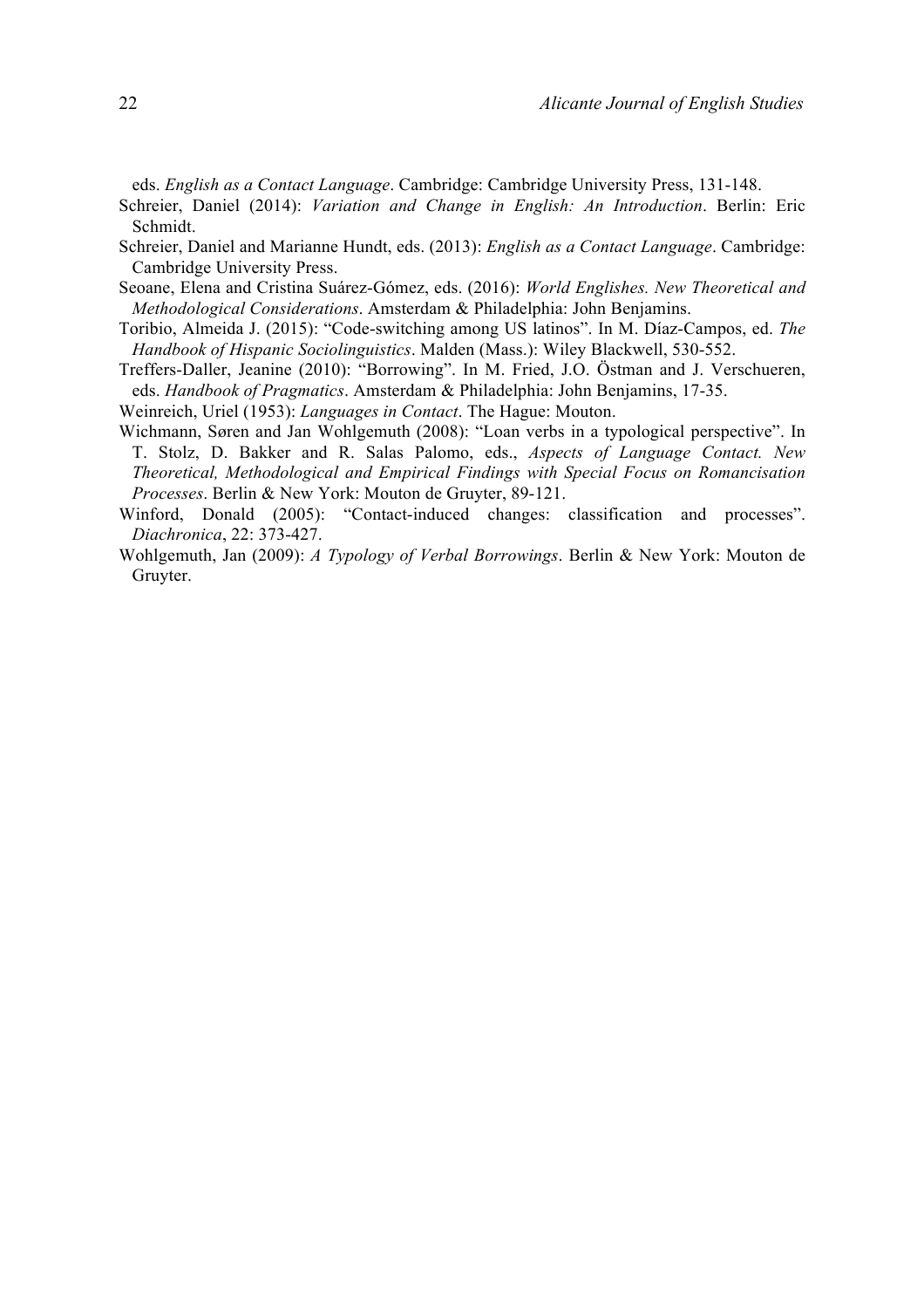eds. *English as a Contact Language*. Cambridge: Cambridge University Press, 131-148.

Schreier, Daniel (2014): *Variation and Change in English: An Introduction*. Berlin: Eric Schmidt.

Schreier, Daniel and Marianne Hundt, eds. (2013): *English as a Contact Language*. Cambridge: Cambridge University Press.

Seoane, Elena and Cristina Suárez-Gómez, eds. (2016): *World Englishes. New Theoretical and Methodological Considerations*. Amsterdam & Philadelphia: John Benjamins.

Toribio, Almeida J. (2015): "Code-switching among US latinos". In M. Díaz-Campos, ed. *The Handbook of Hispanic Sociolinguistics*. Malden (Mass.): Wiley Blackwell, 530-552.

Treffers-Daller, Jeanine (2010): "Borrowing". In M. Fried, J.O. Östman and J. Verschueren, eds. *Handbook of Pragmatics*. Amsterdam & Philadelphia: John Benjamins, 17-35.

Weinreich, Uriel (1953): *Languages in Contact*. The Hague: Mouton.

Wichmann, Søren and Jan Wohlgemuth (2008): "Loan verbs in a typological perspective". In T. Stolz, D. Bakker and R. Salas Palomo, eds., *Aspects of Language Contact. New Theoretical, Methodological and Empirical Findings with Special Focus on Romancisation Processes*. Berlin & New York: Mouton de Gruyter, 89-121.

Winford, Donald (2005): "Contact-induced changes: classification and processes". *Diachronica*, 22: 373-427.

Wohlgemuth, Jan (2009): *A Typology of Verbal Borrowings*. Berlin & New York: Mouton de Gruyter.